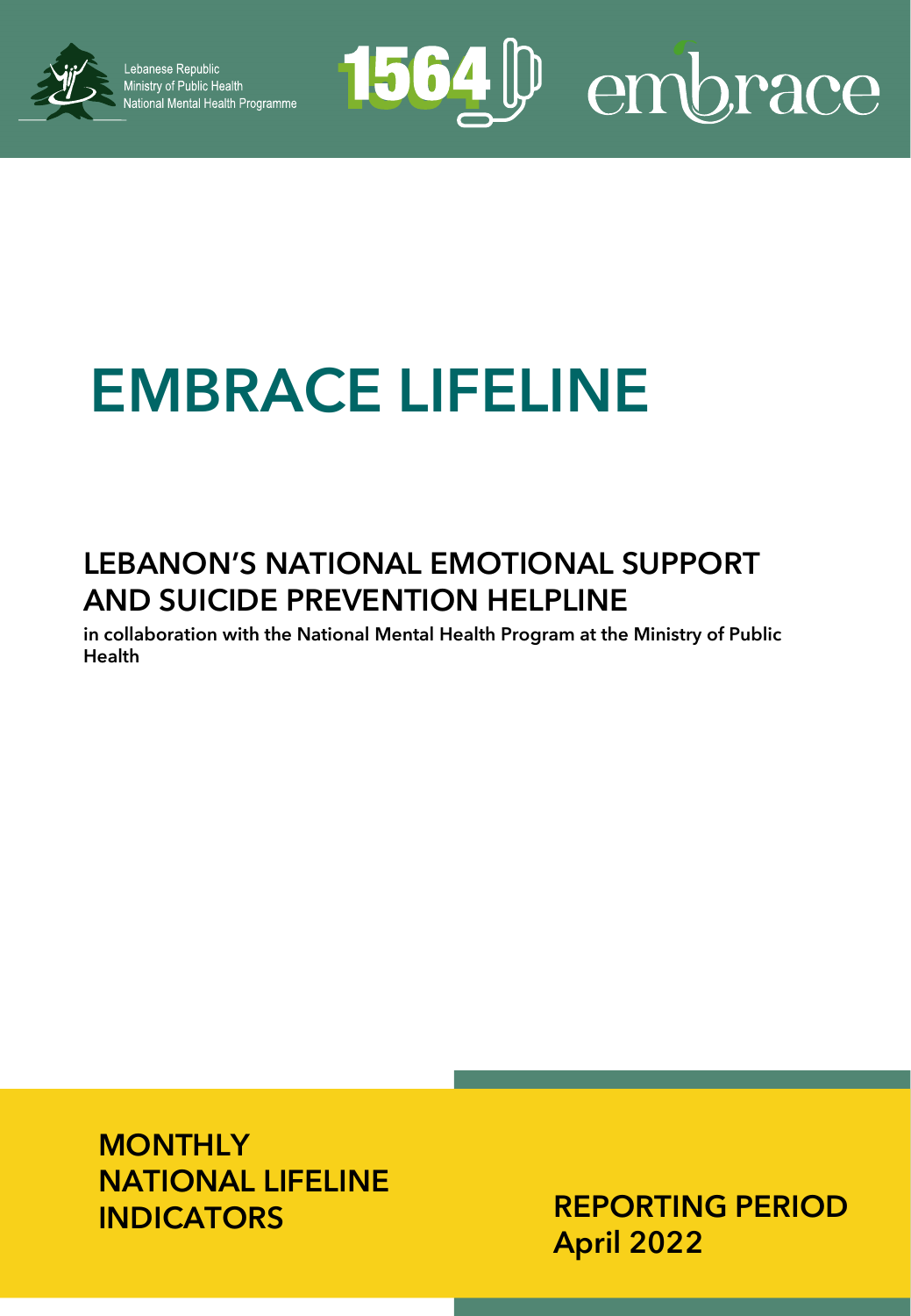Lebanese Republic
Ministry of Public Health
National Mental Health Programme

1564 embrace

# EMBRACE LIFELINE

## LEBANON'S NATIONAL EMOTIONAL SUPPORT AND SUICIDE PREVENTION HELPLINE

**in collaboration with the National Mental Health Program at the Ministry of Public Health**

## MONTHLY NATIONAL LIFELINE INDICATORS

## REPORTING PERIOD
## April 2022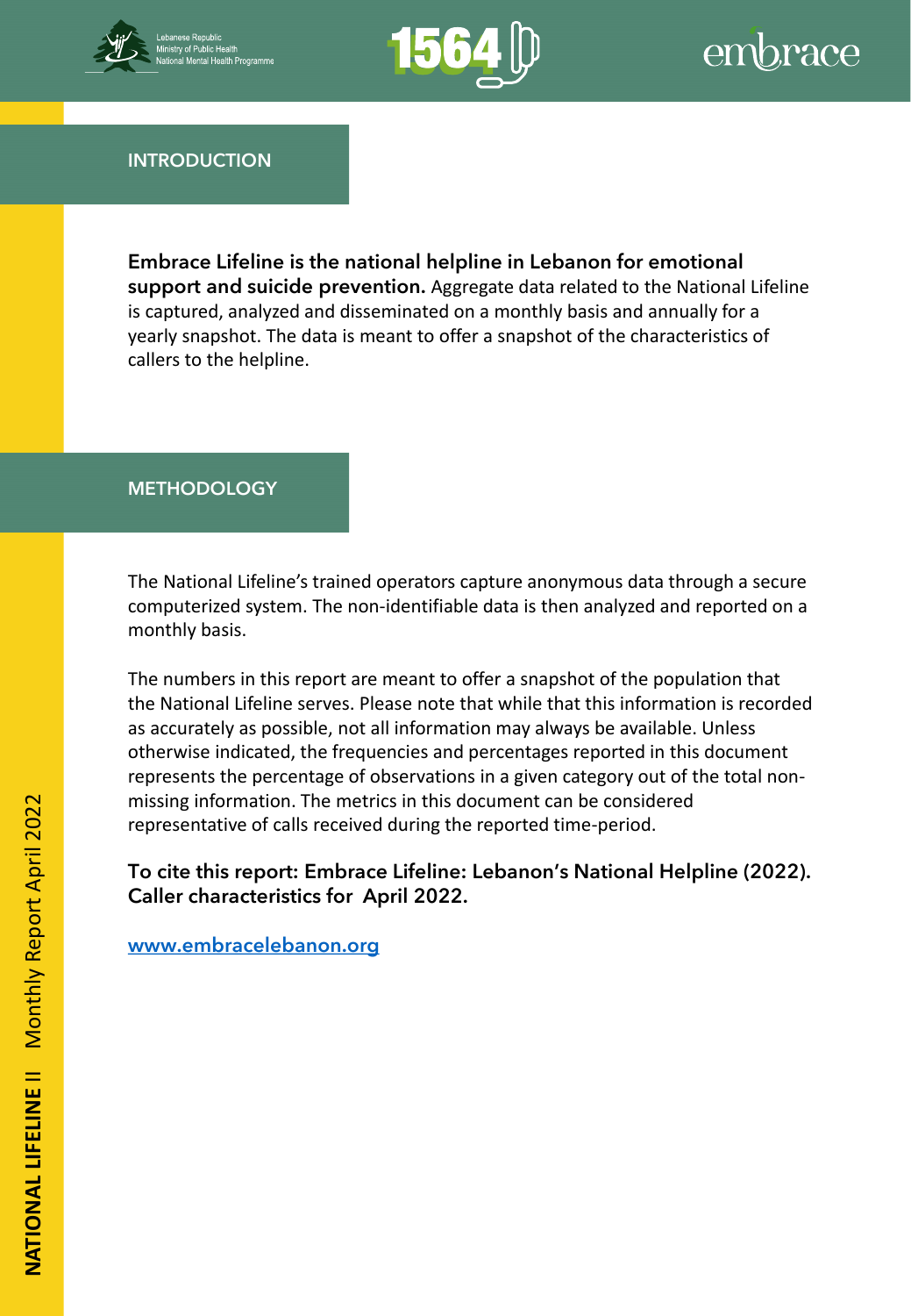## INTRODUCTION

**Embrace Lifeline is the national helpline in Lebanon for emotional support and suicide prevention.** Aggregate data related to the National Lifeline is captured, analyzed and disseminated on a monthly basis and annually for a yearly snapshot. The data is meant to offer a snapshot of the characteristics of callers to the helpline.

## METHODOLOGY

The National Lifeline's trained operators capture anonymous data through a secure computerized system. The non-identifiable data is then analyzed and reported on a monthly basis.

The numbers in this report are meant to offer a snapshot of the population that the National Lifeline serves. Please note that while that this information is recorded as accurately as possible, not all information may always be available. Unless otherwise indicated, the frequencies and percentages reported in this document represents the percentage of observations in a given category out of the total non-missing information. The metrics in this document can be considered representative of calls received during the reported time-period.

**To cite this report: Embrace Lifeline: Lebanon's National Helpline (2022). Caller characteristics for April 2022.**

www.embracelebanon.org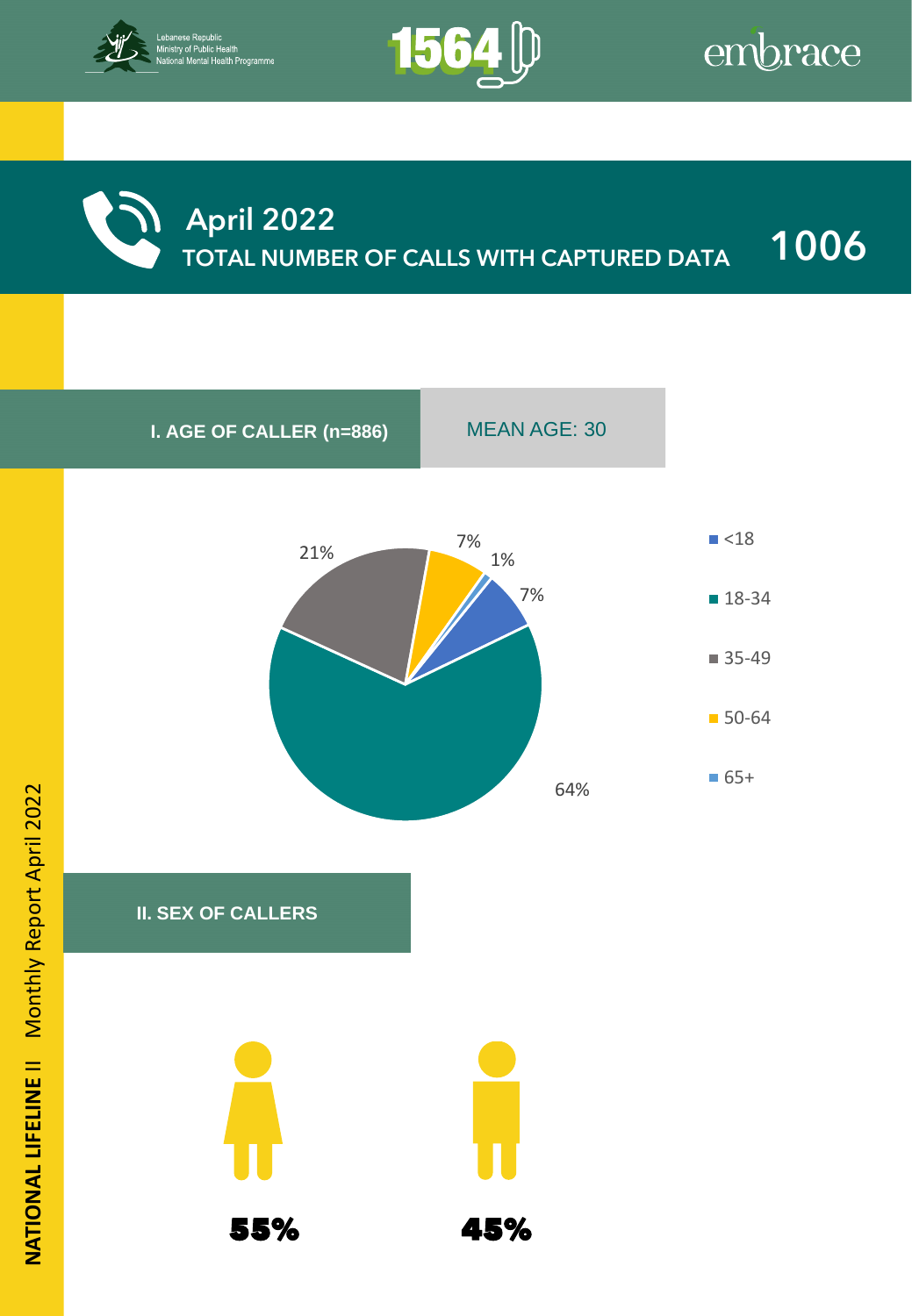Lebanese Republic
Ministry of Public Health
National Mental Health Programme

1564

embrace

# April 2022

## TOTAL NUMBER OF CALLS WITH CAPTURED DATA 1006

### I. AGE OF CALLER (n=886)

MEAN AGE: 30

| Age group | Percentage |
|---|---|
| <18 | 7% |
| 18-34 | 64% |
| 35-49 | 21% |
| 50-64 | 7% |
| 65+ | 1% |

### II. SEX OF CALLERS

| Female | Male |
|---|---|
| 55% | 45% |

NATIONAL LIFELINE II Monthly Report April 2022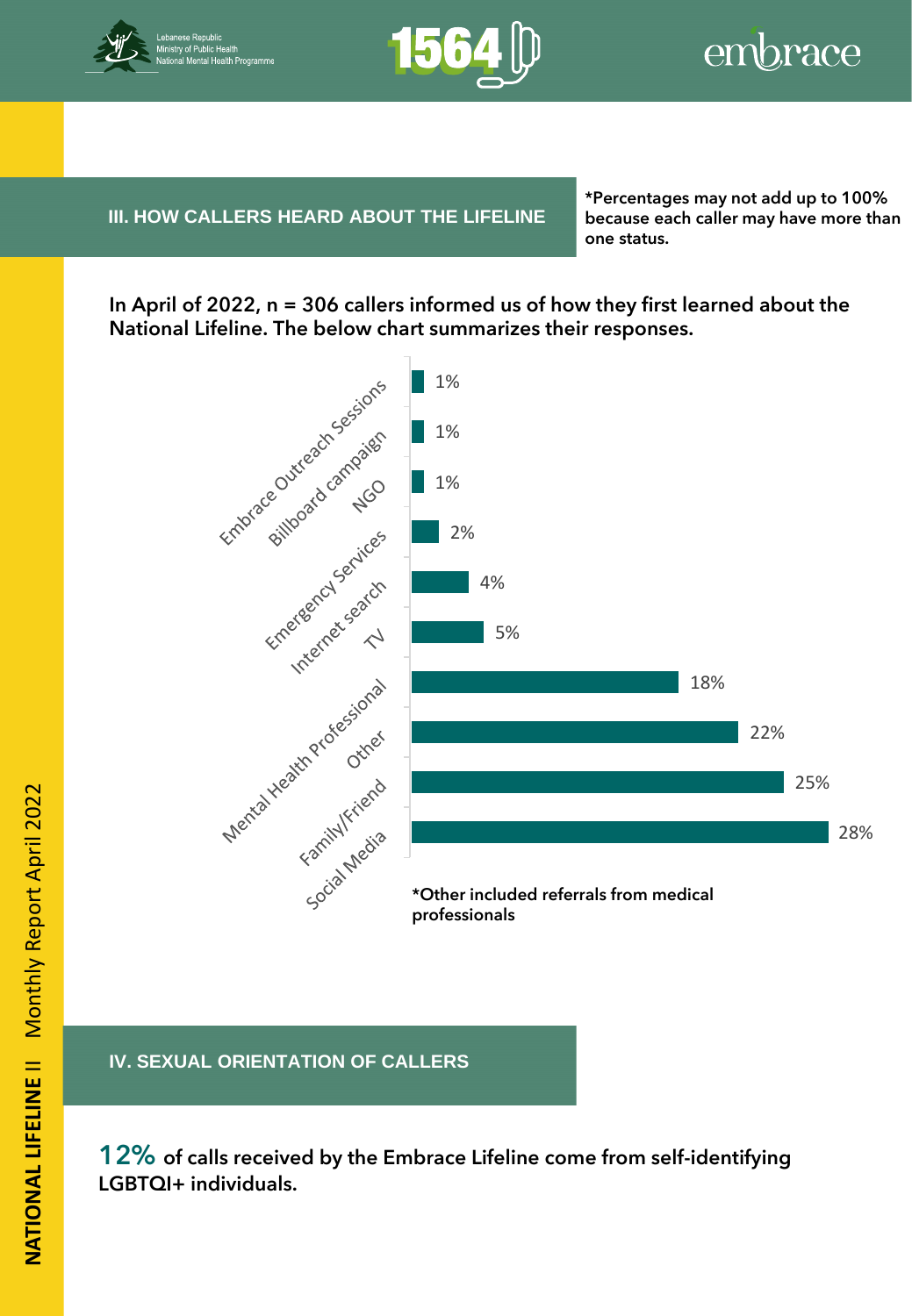## III. HOW CALLERS HEARD ABOUT THE LIFELINE

**\*Percentages may not add up to 100% because each caller may have more than one status.**

**In April of 2022, n = 306 callers informed us of how they first learned about the National Lifeline. The below chart summarizes their responses.**

| Source | Percentage |
|---|---|
| Embrace Outreach Sessions | 1% |
| Billboard campaign | 1% |
| NGO | 1% |
| Emergency Services | 2% |
| Internet search | 4% |
| TV | 5% |
| Mental Health Professional | 18% |
| Other | 22% |
| Family/Friend | 25% |
| Social Media | 28% |

**\*Other included referrals from medical professionals**

## IV. SEXUAL ORIENTATION OF CALLERS

**12% of calls received by the Embrace Lifeline come from self-identifying LGBTQI+ individuals.**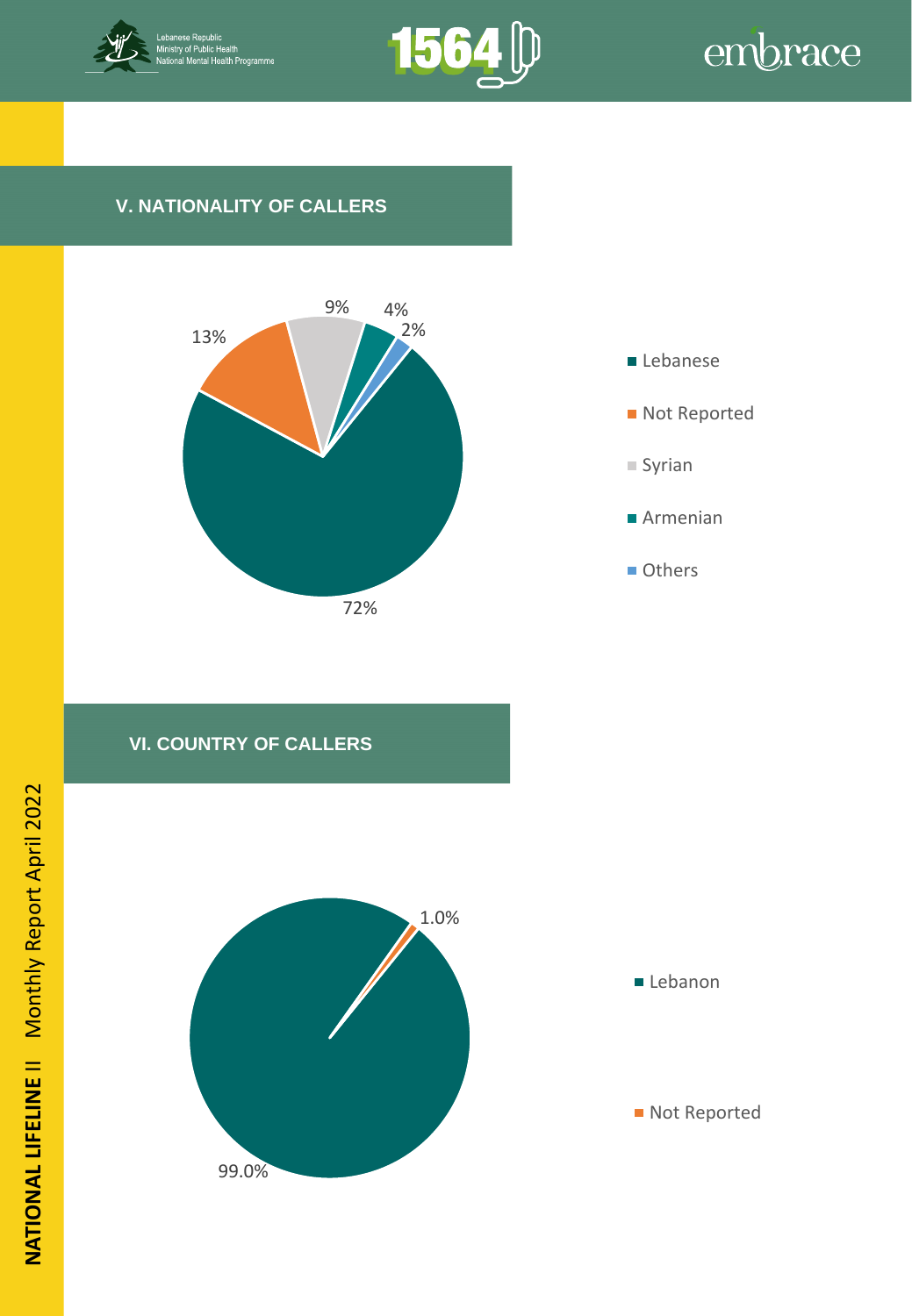## V. NATIONALITY OF CALLERS

- Lebanese: 72%
- Not Reported: 13%
- Syrian: 9%
- Armenian: 4%
- Others: 2%

## VI. COUNTRY OF CALLERS

- Lebanon: 99.0%
- Not Reported: 1.0%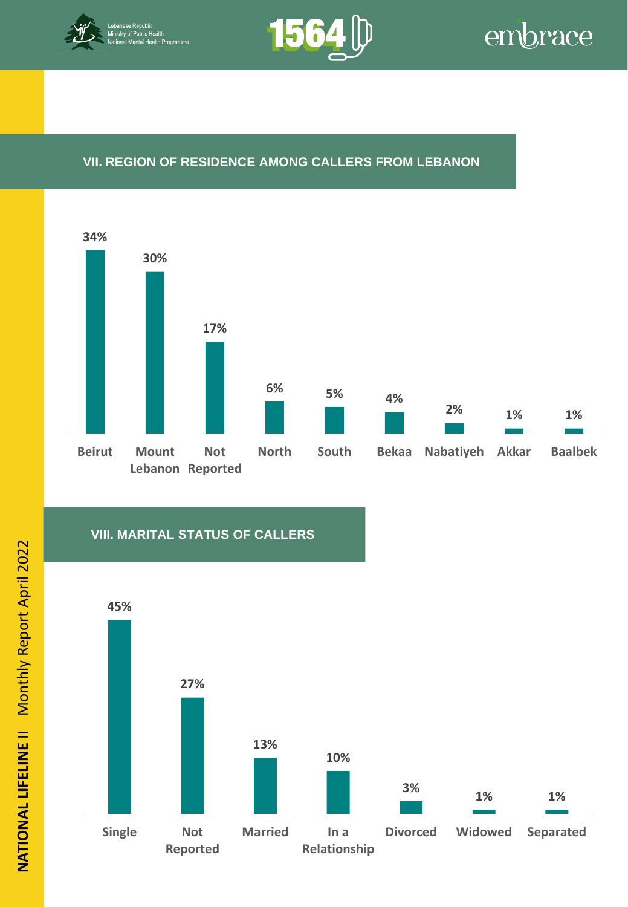## VII. REGION OF RESIDENCE AMONG CALLERS FROM LEBANON

| Region | Percentage |
|---|---|
| Beirut | 34% |
| Mount Lebanon | 30% |
| Not Reported | 17% |
| North | 6% |
| South | 5% |
| Bekaa | 4% |
| Nabatiyeh | 2% |
| Akkar | 1% |
| Baalbek | 1% |

## VIII. MARITAL STATUS OF CALLERS

| Marital Status | Percentage |
|---|---|
| Single | 45% |
| Not Reported | 27% |
| Married | 13% |
| In a Relationship | 10% |
| Divorced | 3% |
| Widowed | 1% |
| Separated | 1% |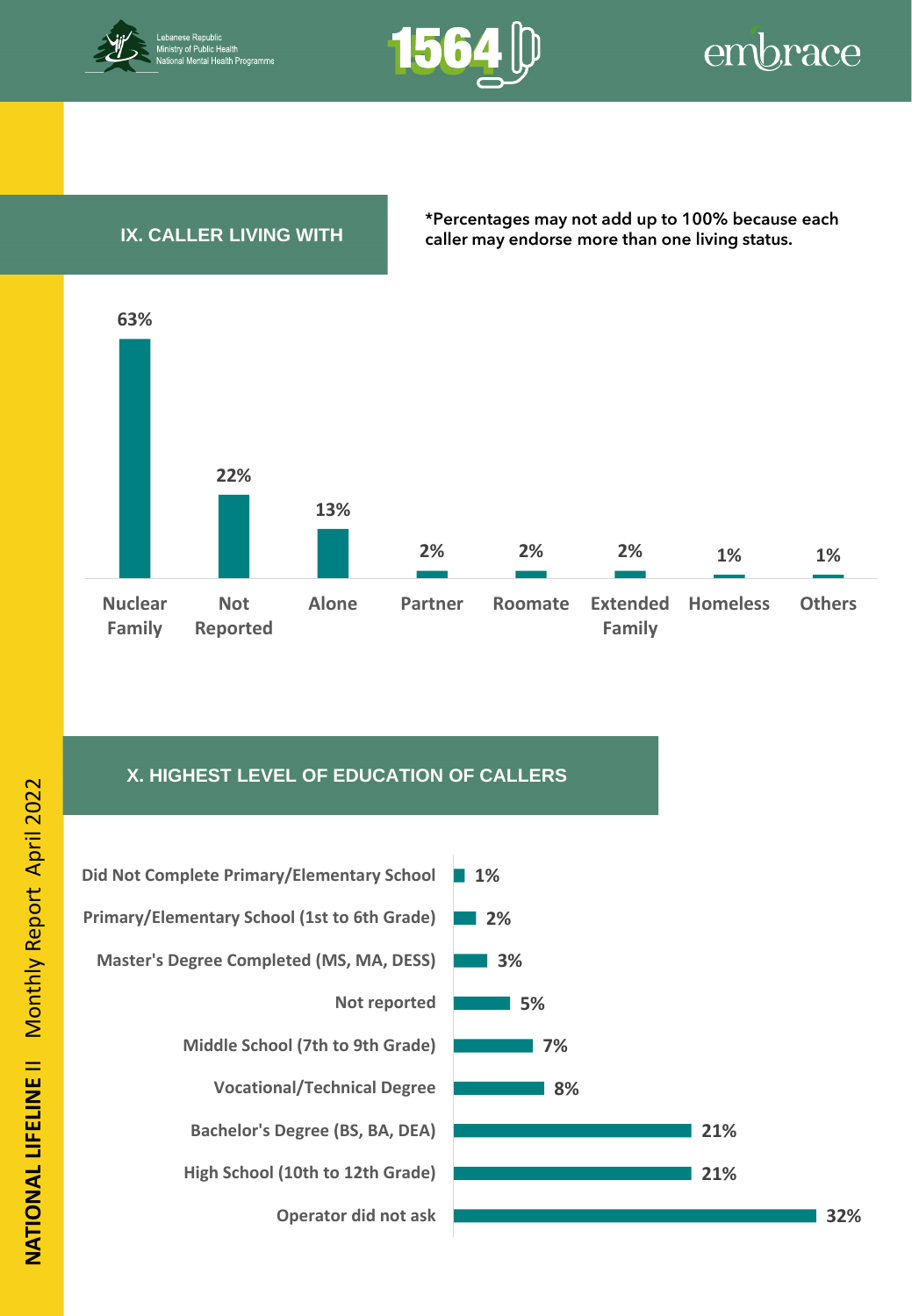## IX. CALLER LIVING WITH

*Percentages may not add up to 100% because each caller may endorse more than one living status.

| Living Status | Percentage |
|---|---|
| Nuclear Family | 63% |
| Not Reported | 22% |
| Alone | 13% |
| Partner | 2% |
| Roomate | 2% |
| Extended Family | 2% |
| Homeless | 1% |
| Others | 1% |

## X. HIGHEST LEVEL OF EDUCATION OF CALLERS

| Education Level | Percentage |
|---|---|
| Did Not Complete Primary/Elementary School | 1% |
| Primary/Elementary School (1st to 6th Grade) | 2% |
| Master's Degree Completed (MS, MA, DESS) | 3% |
| Not reported | 5% |
| Middle School (7th to 9th Grade) | 7% |
| Vocational/Technical Degree | 8% |
| Bachelor's Degree (BS, BA, DEA) | 21% |
| High School (10th to 12th Grade) | 21% |
| Operator did not ask | 32% |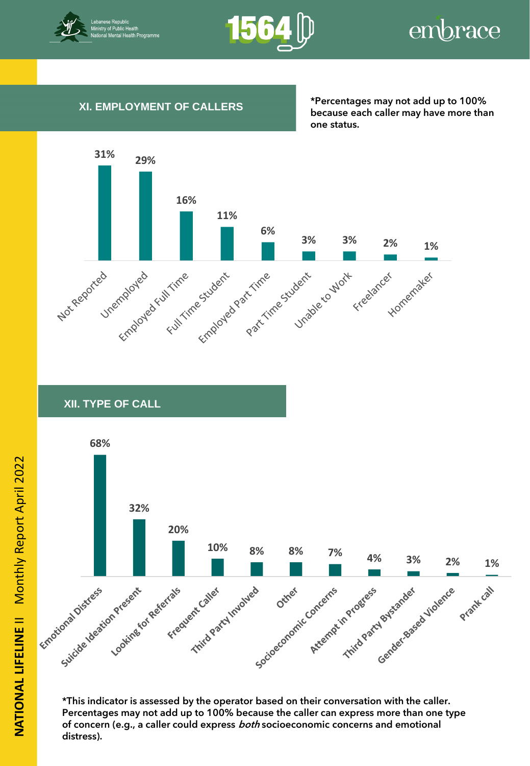## XI. EMPLOYMENT OF CALLERS

*Percentages may not add up to 100% because each caller may have more than one status.

| Employment Status | Percentage |
|---|---|
| Not Reported | 31% |
| Unemployed | 29% |
| Employed Full Time | 16% |
| Full Time Student | 11% |
| Employed Part Time | 6% |
| Part Time Student | 3% |
| Unable to Work | 3% |
| Freelancer | 2% |
| Homemaker | 1% |

## XII. TYPE OF CALL

| Type of Call | Percentage |
|---|---|
| Emotional Distress | 68% |
| Suicide Ideation Present | 32% |
| Looking for Referrals | 20% |
| Frequent Caller | 10% |
| Third Party Involved | 8% |
| Other | 8% |
| Socioeconomic Concerns | 7% |
| Attempt in Progress | 4% |
| Third Party Bystander | 3% |
| Gender-Based Violence | 2% |
| Prank call | 1% |

**\*This indicator is assessed by the operator based on their conversation with the caller. Percentages may not add up to 100% because the caller can express more than one type of concern (e.g., a caller could express *both* socioeconomic concerns and emotional distress).**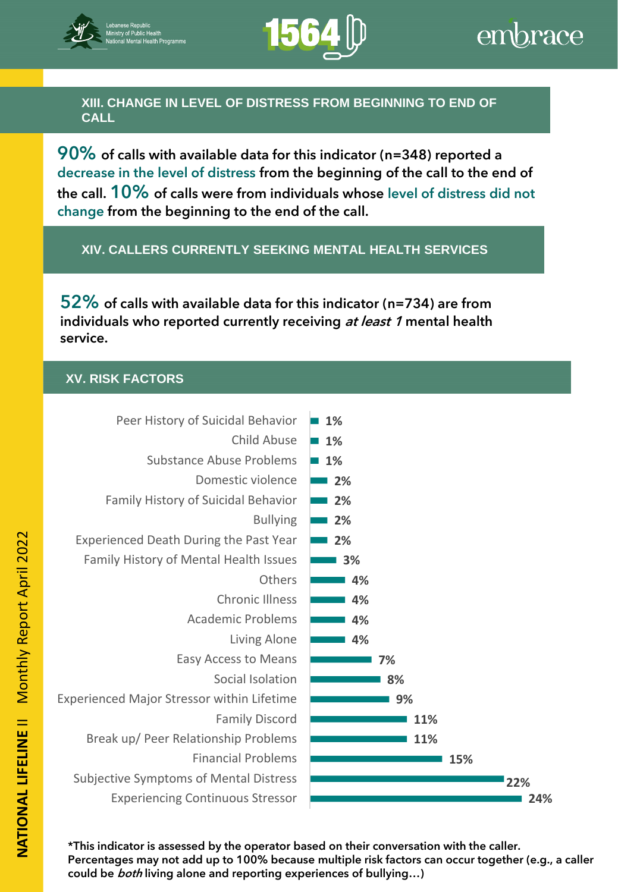## XIII. CHANGE IN LEVEL OF DISTRESS FROM BEGINNING TO END OF CALL

**90% of calls with available data for this indicator (n=348) reported a decrease in the level of distress from the beginning of the call to the end of the call. 10% of calls were from individuals whose level of distress did not change from the beginning to the end of the call.**

## XIV. CALLERS CURRENTLY SEEKING MENTAL HEALTH SERVICES

**52% of calls with available data for this indicator (n=734) are from individuals who reported currently receiving *at least 1* mental health service.**

## XV. RISK FACTORS

Peer History of Suicidal Behavior 1%
Child Abuse 1%
Substance Abuse Problems 1%
Domestic violence 2%
Family History of Suicidal Behavior 2%
Bullying 2%
Experienced Death During the Past Year 2%
Family History of Mental Health Issues 3%
Others 4%
Chronic Illness 4%
Academic Problems 4%
Living Alone 4%
Easy Access to Means 7%
Social Isolation 8%
Experienced Major Stressor within Lifetime 9%
Family Discord 11%
Break up/ Peer Relationship Problems 11%
Financial Problems 15%
Subjective Symptoms of Mental Distress 22%
Experiencing Continuous Stressor 24%

**\*This indicator is assessed by the operator based on their conversation with the caller. Percentages may not add up to 100% because multiple risk factors can occur together (e.g., a caller could be *both* living alone and reporting experiences of bullying…)**